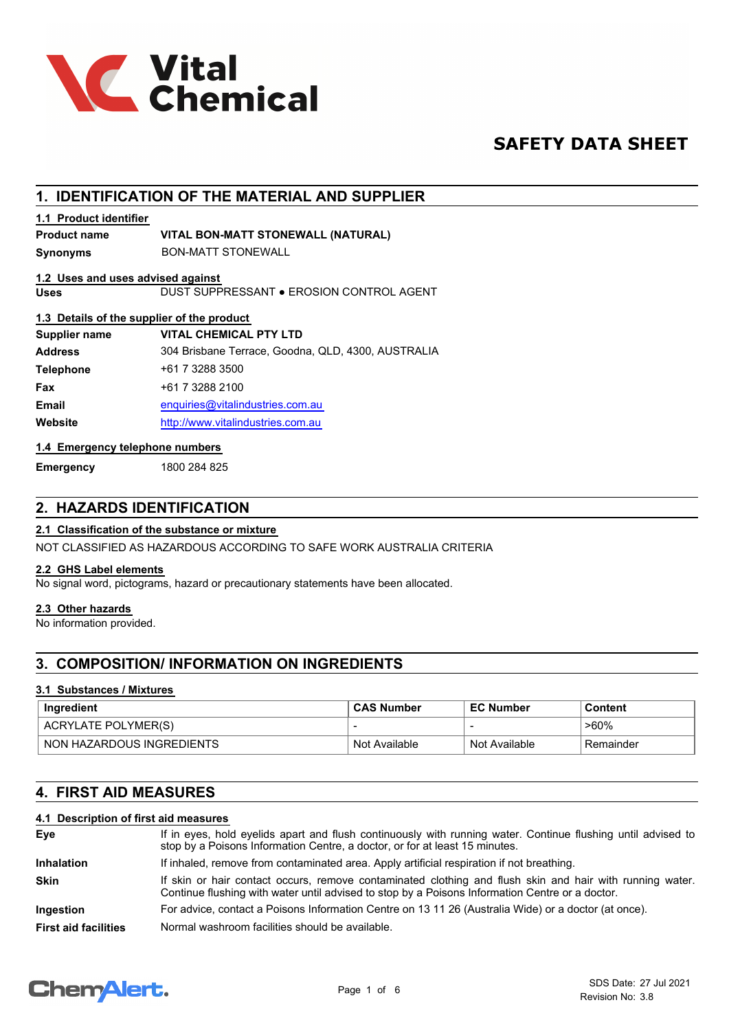Vital Chemical

# SAFETY DATA SHEET

## 1. IDENTIFICATION OF THE MATERIAL AND SUPPLIER

### 1.1 Product identifier

**Product name** VITAL BON-MATT STONEWALL (NATURAL)

**Synonyms** BON-MATT STONEWALL

### 1.2 Uses and uses advised against

**Uses** DUST SUPPRESSANT ● EROSION CONTROL AGENT

### 1.3 Details of the supplier of the product

**Supplier name** VITAL CHEMICAL PTY LTD

**Address** 304 Brisbane Terrace, Goodna, QLD, 4300, AUSTRALIA

**Telephone** +61 7 3288 3500

**Fax** +61 7 3288 2100

**Email** enquiries@vitalindustries.com.au

**Website** http://www.vitalindustries.com.au

### 1.4 Emergency telephone numbers

**Emergency** 1800 284 825

## 2. HAZARDS IDENTIFICATION

### 2.1 Classification of the substance or mixture

NOT CLASSIFIED AS HAZARDOUS ACCORDING TO SAFE WORK AUSTRALIA CRITERIA

### 2.2 GHS Label elements

No signal word, pictograms, hazard or precautionary statements have been allocated.

### 2.3 Other hazards

No information provided.

## 3. COMPOSITION/ INFORMATION ON INGREDIENTS

### 3.1 Substances / Mixtures

| Ingredient | CAS Number | EC Number | Content |
|---|---|---|---|
| ACRYLATE POLYMER(S) | - | - | >60% |
| NON HAZARDOUS INGREDIENTS | Not Available | Not Available | Remainder |

## 4. FIRST AID MEASURES

### 4.1 Description of first aid measures

**Eye** If in eyes, hold eyelids apart and flush continuously with running water. Continue flushing until advised to stop by a Poisons Information Centre, a doctor, or for at least 15 minutes.

**Inhalation** If inhaled, remove from contaminated area. Apply artificial respiration if not breathing.

**Skin** If skin or hair contact occurs, remove contaminated clothing and flush skin and hair with running water. Continue flushing with water until advised to stop by a Poisons Information Centre or a doctor.

**Ingestion** For advice, contact a Poisons Information Centre on 13 11 26 (Australia Wide) or a doctor (at once).

**First aid facilities** Normal washroom facilities should be available.

SDS Date: 27 Jul 2021
Revision No: 3.8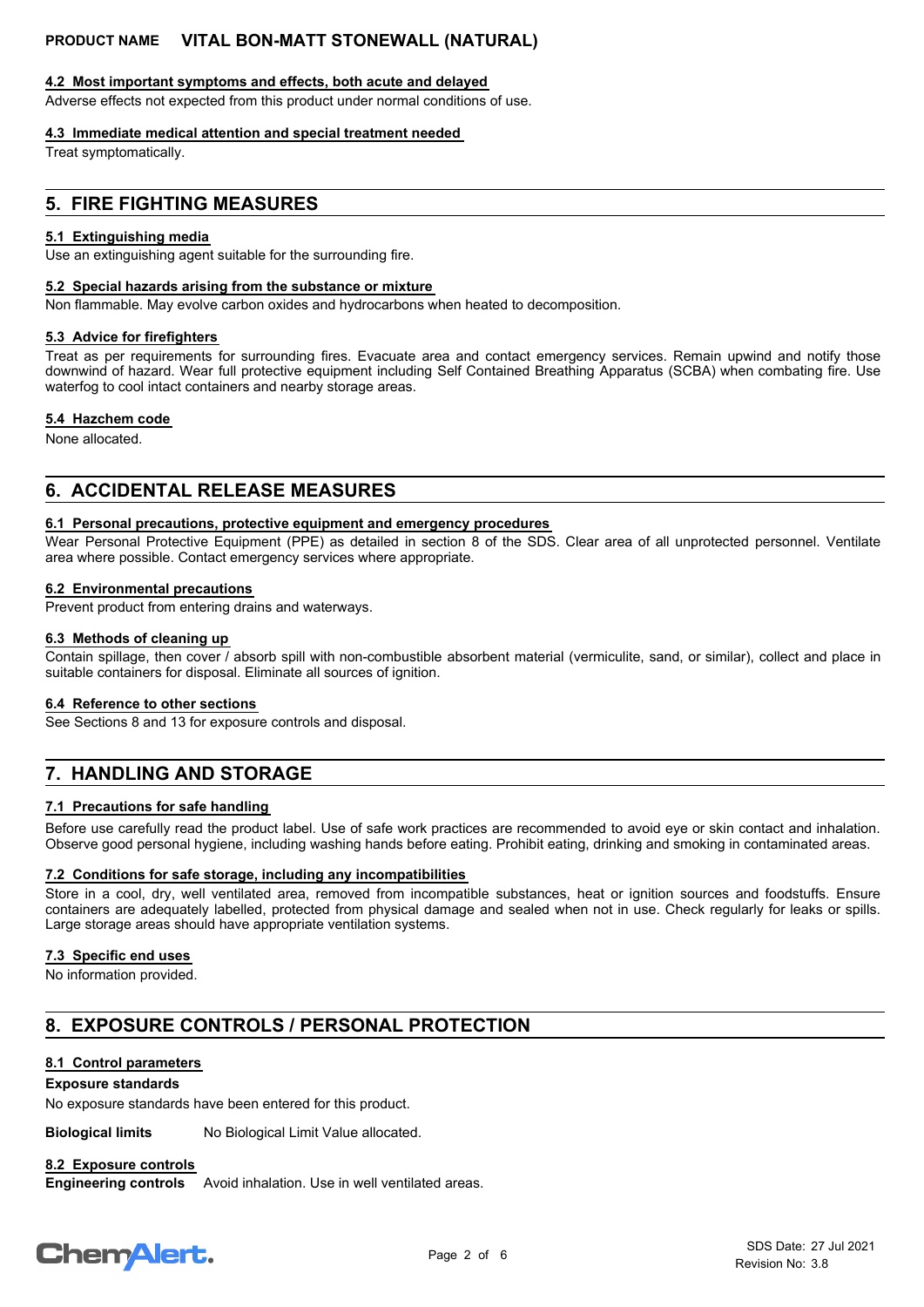#### 4.2 Most important symptoms and effects, both acute and delayed

Adverse effects not expected from this product under normal conditions of use.

#### 4.3 Immediate medical attention and special treatment needed

Treat symptomatically.

## 5. FIRE FIGHTING MEASURES

#### 5.1 Extinguishing media

Use an extinguishing agent suitable for the surrounding fire.

#### 5.2 Special hazards arising from the substance or mixture

Non flammable. May evolve carbon oxides and hydrocarbons when heated to decomposition.

#### 5.3 Advice for firefighters

Treat as per requirements for surrounding fires. Evacuate area and contact emergency services. Remain upwind and notify those downwind of hazard. Wear full protective equipment including Self Contained Breathing Apparatus (SCBA) when combating fire. Use waterfog to cool intact containers and nearby storage areas.

#### 5.4 Hazchem code

None allocated.

## 6. ACCIDENTAL RELEASE MEASURES

#### 6.1 Personal precautions, protective equipment and emergency procedures

Wear Personal Protective Equipment (PPE) as detailed in section 8 of the SDS. Clear area of all unprotected personnel. Ventilate area where possible. Contact emergency services where appropriate.

#### 6.2 Environmental precautions

Prevent product from entering drains and waterways.

#### 6.3 Methods of cleaning up

Contain spillage, then cover / absorb spill with non-combustible absorbent material (vermiculite, sand, or similar), collect and place in suitable containers for disposal. Eliminate all sources of ignition.

#### 6.4 Reference to other sections

See Sections 8 and 13 for exposure controls and disposal.

## 7. HANDLING AND STORAGE

#### 7.1 Precautions for safe handling

Before use carefully read the product label. Use of safe work practices are recommended to avoid eye or skin contact and inhalation. Observe good personal hygiene, including washing hands before eating. Prohibit eating, drinking and smoking in contaminated areas.

#### 7.2 Conditions for safe storage, including any incompatibilities

Store in a cool, dry, well ventilated area, removed from incompatible substances, heat or ignition sources and foodstuffs. Ensure containers are adequately labelled, protected from physical damage and sealed when not in use. Check regularly for leaks or spills. Large storage areas should have appropriate ventilation systems.

#### 7.3 Specific end uses

No information provided.

## 8. EXPOSURE CONTROLS / PERSONAL PROTECTION

#### 8.1 Control parameters

**Exposure standards**

No exposure standards have been entered for this product.

**Biological limits** No Biological Limit Value allocated.

#### 8.2 Exposure controls

**Engineering controls** Avoid inhalation. Use in well ventilated areas.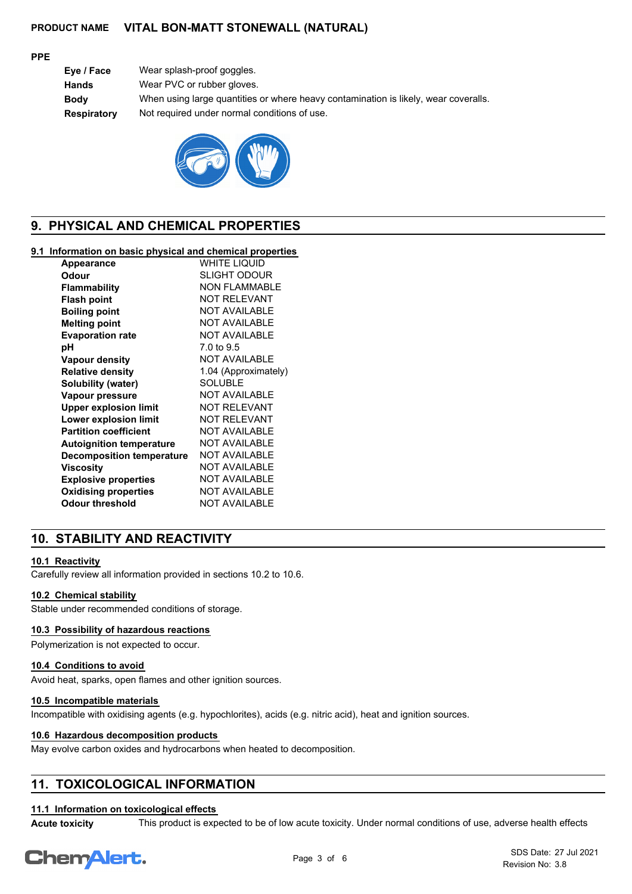**PPE**

| | |
|---|---|
| **Eye / Face** | Wear splash-proof goggles. |
| **Hands** | Wear PVC or rubber gloves. |
| **Body** | When using large quantities or where heavy contamination is likely, wear coveralls. |
| **Respiratory** | Not required under normal conditions of use. |

## 9. PHYSICAL AND CHEMICAL PROPERTIES

### 9.1 Information on basic physical and chemical properties

| | |
|---|---|
| **Appearance** | WHITE LIQUID |
| **Odour** | SLIGHT ODOUR |
| **Flammability** | NON FLAMMABLE |
| **Flash point** | NOT RELEVANT |
| **Boiling point** | NOT AVAILABLE |
| **Melting point** | NOT AVAILABLE |
| **Evaporation rate** | NOT AVAILABLE |
| **pH** | 7.0 to 9.5 |
| **Vapour density** | NOT AVAILABLE |
| **Relative density** | 1.04 (Approximately) |
| **Solubility (water)** | SOLUBLE |
| **Vapour pressure** | NOT AVAILABLE |
| **Upper explosion limit** | NOT RELEVANT |
| **Lower explosion limit** | NOT RELEVANT |
| **Partition coefficient** | NOT AVAILABLE |
| **Autoignition temperature** | NOT AVAILABLE |
| **Decomposition temperature** | NOT AVAILABLE |
| **Viscosity** | NOT AVAILABLE |
| **Explosive properties** | NOT AVAILABLE |
| **Oxidising properties** | NOT AVAILABLE |
| **Odour threshold** | NOT AVAILABLE |

## 10. STABILITY AND REACTIVITY

### 10.1 Reactivity

Carefully review all information provided in sections 10.2 to 10.6.

### 10.2 Chemical stability

Stable under recommended conditions of storage.

### 10.3 Possibility of hazardous reactions

Polymerization is not expected to occur.

### 10.4 Conditions to avoid

Avoid heat, sparks, open flames and other ignition sources.

### 10.5 Incompatible materials

Incompatible with oxidising agents (e.g. hypochlorites), acids (e.g. nitric acid), heat and ignition sources.

### 10.6 Hazardous decomposition products

May evolve carbon oxides and hydrocarbons when heated to decomposition.

## 11. TOXICOLOGICAL INFORMATION

### 11.1 Information on toxicological effects

**Acute toxicity** This product is expected to be of low acute toxicity. Under normal conditions of use, adverse health effects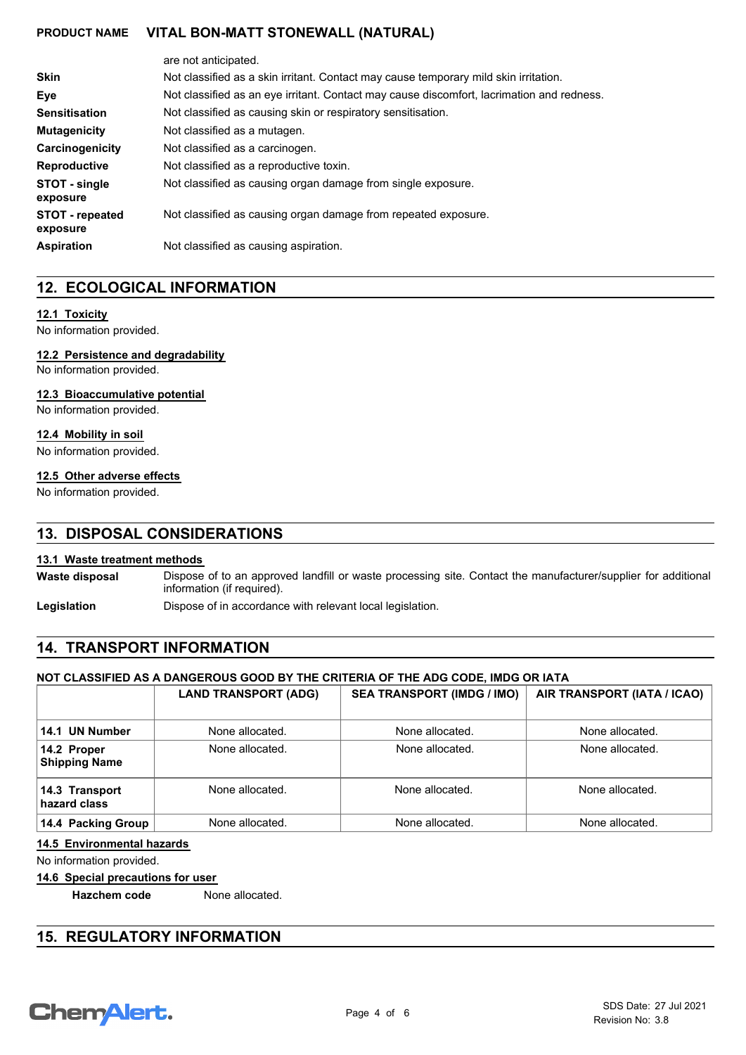| | |
|---|---|
| | are not anticipated. |
| **Skin** | Not classified as a skin irritant. Contact may cause temporary mild skin irritation. |
| **Eye** | Not classified as an eye irritant. Contact may cause discomfort, lacrimation and redness. |
| **Sensitisation** | Not classified as causing skin or respiratory sensitisation. |
| **Mutagenicity** | Not classified as a mutagen. |
| **Carcinogenicity** | Not classified as a carcinogen. |
| **Reproductive** | Not classified as a reproductive toxin. |
| **STOT - single exposure** | Not classified as causing organ damage from single exposure. |
| **STOT - repeated exposure** | Not classified as causing organ damage from repeated exposure. |
| **Aspiration** | Not classified as causing aspiration. |

## 12. ECOLOGICAL INFORMATION

### 12.1 Toxicity

No information provided.

### 12.2 Persistence and degradability

No information provided.

### 12.3 Bioaccumulative potential

No information provided.

### 12.4 Mobility in soil

No information provided.

### 12.5 Other adverse effects

No information provided.

## 13. DISPOSAL CONSIDERATIONS

### 13.1 Waste treatment methods

| | |
|---|---|
| **Waste disposal** | Dispose of to an approved landfill or waste processing site. Contact the manufacturer/supplier for additional information (if required). |
| **Legislation** | Dispose of in accordance with relevant local legislation. |

## 14. TRANSPORT INFORMATION

**NOT CLASSIFIED AS A DANGEROUS GOOD BY THE CRITERIA OF THE ADG CODE, IMDG OR IATA**

| | LAND TRANSPORT (ADG) | SEA TRANSPORT (IMDG / IMO) | AIR TRANSPORT (IATA / ICAO) |
|---|---|---|---|
| **14.1 UN Number** | None allocated. | None allocated. | None allocated. |
| **14.2 Proper Shipping Name** | None allocated. | None allocated. | None allocated. |
| **14.3 Transport hazard class** | None allocated. | None allocated. | None allocated. |
| **14.4 Packing Group** | None allocated. | None allocated. | None allocated. |

### 14.5 Environmental hazards

No information provided.

### 14.6 Special precautions for user

**Hazchem code** None allocated.

## 15. REGULATORY INFORMATION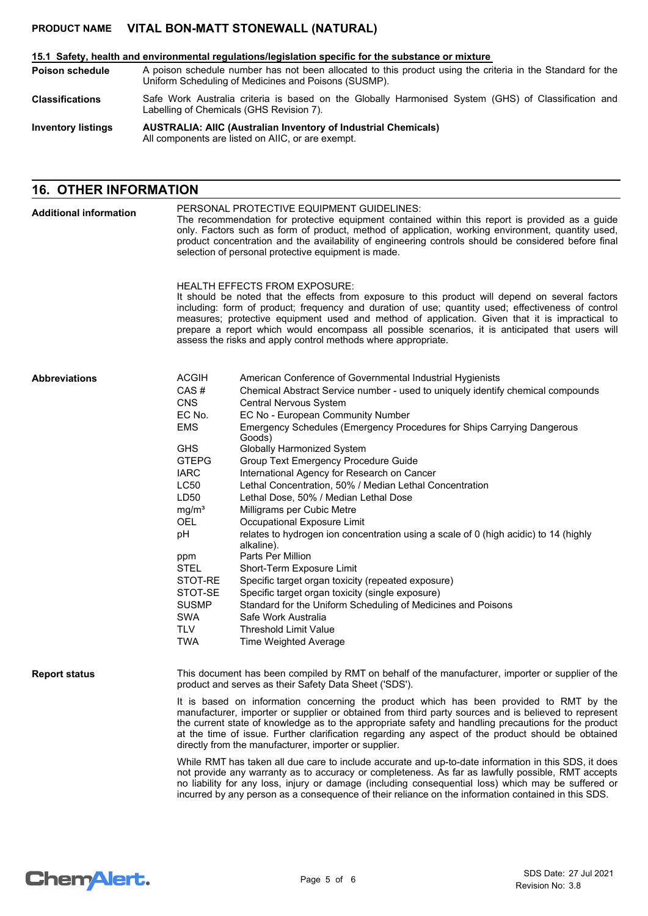### 15.1 Safety, health and environmental regulations/legislation specific for the substance or mixture

**Poison schedule**
A poison schedule number has not been allocated to this product using the criteria in the Standard for the Uniform Scheduling of Medicines and Poisons (SUSMP).

**Classifications**
Safe Work Australia criteria is based on the Globally Harmonised System (GHS) of Classification and Labelling of Chemicals (GHS Revision 7).

**Inventory listings**
**AUSTRALIA: AIIC (Australian Inventory of Industrial Chemicals)**
All components are listed on AIIC, or are exempt.

## 16. OTHER INFORMATION

**Additional information**

PERSONAL PROTECTIVE EQUIPMENT GUIDELINES:
The recommendation for protective equipment contained within this report is provided as a guide only. Factors such as form of product, method of application, working environment, quantity used, product concentration and the availability of engineering controls should be considered before final selection of personal protective equipment is made.

HEALTH EFFECTS FROM EXPOSURE:
It should be noted that the effects from exposure to this product will depend on several factors including: form of product; frequency and duration of use; quantity used; effectiveness of control measures; protective equipment used and method of application. Given that it is impractical to prepare a report which would encompass all possible scenarios, it is anticipated that users will assess the risks and apply control methods where appropriate.

**Abbreviations**

| | |
|---|---|
| ACGIH | American Conference of Governmental Industrial Hygienists |
| CAS # | Chemical Abstract Service number - used to uniquely identify chemical compounds |
| CNS | Central Nervous System |
| EC No. | EC No - European Community Number |
| EMS | Emergency Schedules (Emergency Procedures for Ships Carrying Dangerous Goods) |
| GHS | Globally Harmonized System |
| GTEPG | Group Text Emergency Procedure Guide |
| IARC | International Agency for Research on Cancer |
| LC50 | Lethal Concentration, 50% / Median Lethal Concentration |
| LD50 | Lethal Dose, 50% / Median Lethal Dose |
| $mg/m^3$ | Milligrams per Cubic Metre |
| OEL | Occupational Exposure Limit |
| pH | relates to hydrogen ion concentration using a scale of 0 (high acidic) to 14 (highly alkaline). |
| ppm | Parts Per Million |
| STEL | Short-Term Exposure Limit |
| STOT-RE | Specific target organ toxicity (repeated exposure) |
| STOT-SE | Specific target organ toxicity (single exposure) |
| SUSMP | Standard for the Uniform Scheduling of Medicines and Poisons |
| SWA | Safe Work Australia |
| TLV | Threshold Limit Value |
| TWA | Time Weighted Average |

**Report status**

This document has been compiled by RMT on behalf of the manufacturer, importer or supplier of the product and serves as their Safety Data Sheet ('SDS').

It is based on information concerning the product which has been provided to RMT by the manufacturer, importer or supplier or obtained from third party sources and is believed to represent the current state of knowledge as to the appropriate safety and handling precautions for the product at the time of issue. Further clarification regarding any aspect of the product should be obtained directly from the manufacturer, importer or supplier.

While RMT has taken all due care to include accurate and up-to-date information in this SDS, it does not provide any warranty as to accuracy or completeness. As far as lawfully possible, RMT accepts no liability for any loss, injury or damage (including consequential loss) which may be suffered or incurred by any person as a consequence of their reliance on the information contained in this SDS.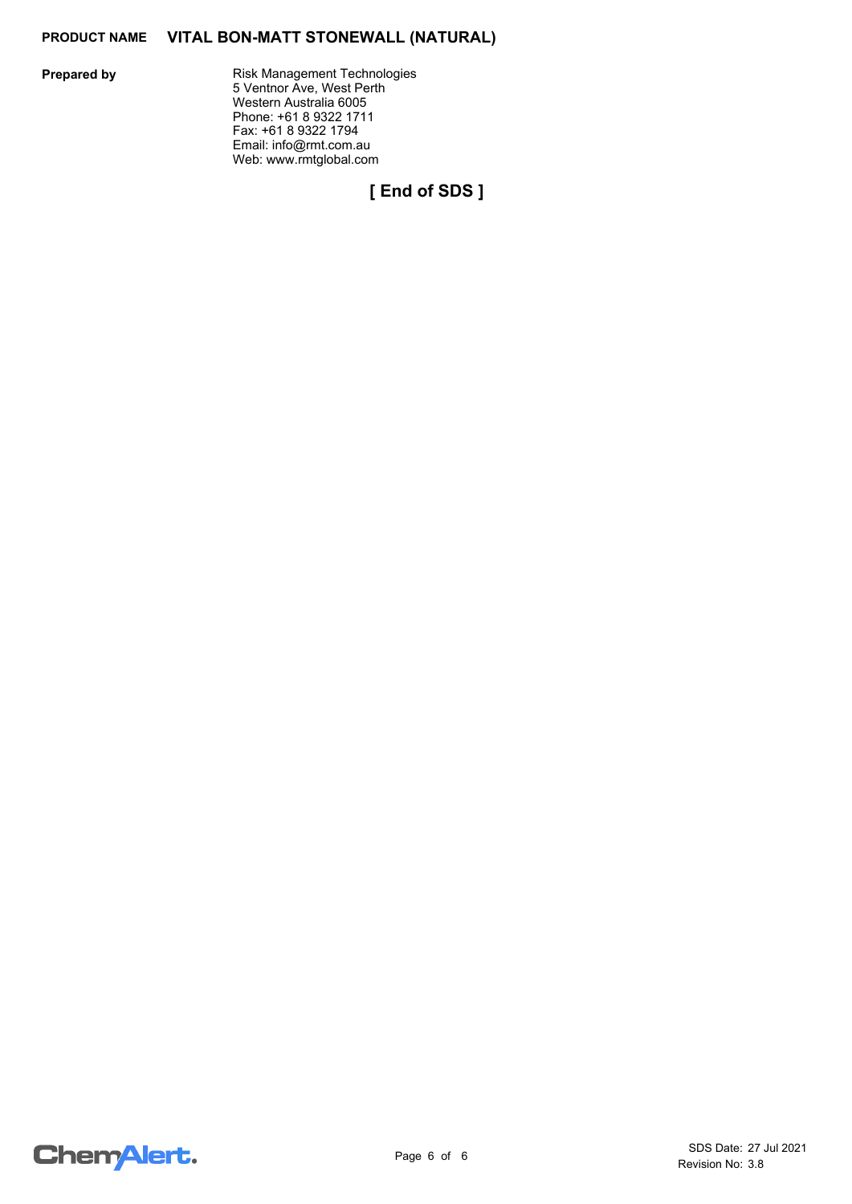**Prepared by**

Risk Management Technologies
5 Ventnor Ave, West Perth
Western Australia 6005
Phone: +61 8 9322 1711
Fax: +61 8 9322 1794
Email: info@rmt.com.au
Web: www.rmtglobal.com

**[ End of SDS ]**